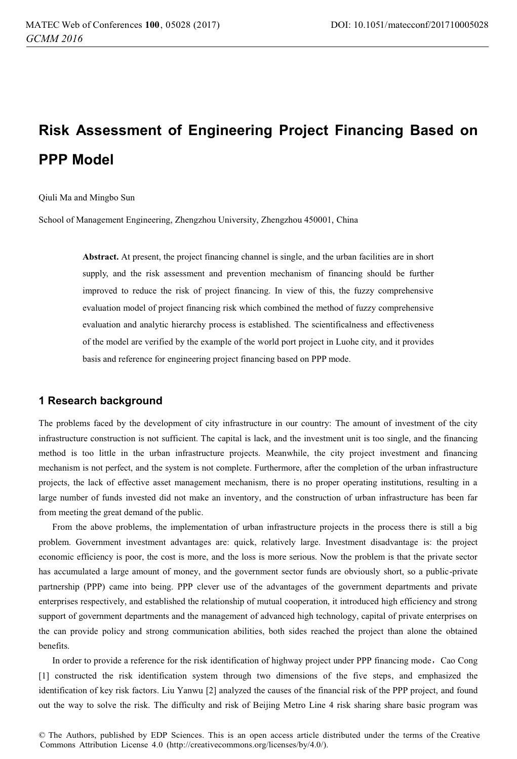# Risk Assessment of Engineering Project Financing Based on PPP Model

Qiuli Ma and Mingbo Sun

School of Management Engineering, Zhengzhou University, Zhengzhou 450001, China

> **Abstract.** At present, the project financing channel is single, and the urban facilities are in short supply, and the risk assessment and prevention mechanism of financing should be further improved to reduce the risk of project financing. In view of this, the fuzzy comprehensive evaluation model of project financing risk which combined the method of fuzzy comprehensive evaluation and analytic hierarchy process is established. The scientificalness and effectiveness of the model are verified by the example of the world port project in Luohe city, and it provides basis and reference for engineering project financing based on PPP mode.

## 1 Research background

The problems faced by the development of city infrastructure in our country: The amount of investment of the city infrastructure construction is not sufficient. The capital is lack, and the investment unit is too single, and the financing method is too little in the urban infrastructure projects. Meanwhile, the city project investment and financing mechanism is not perfect, and the system is not complete. Furthermore, after the completion of the urban infrastructure projects, the lack of effective asset management mechanism, there is no proper operating institutions, resulting in a large number of funds invested did not make an inventory, and the construction of urban infrastructure has been far from meeting the great demand of the public.

From the above problems, the implementation of urban infrastructure projects in the process there is still a big problem. Government investment advantages are: quick, relatively large. Investment disadvantage is: the project economic efficiency is poor, the cost is more, and the loss is more serious. Now the problem is that the private sector has accumulated a large amount of money, and the government sector funds are obviously short, so a public-private partnership (PPP) came into being. PPP clever use of the advantages of the government departments and private enterprises respectively, and established the relationship of mutual cooperation, it introduced high efficiency and strong support of government departments and the management of advanced high technology, capital of private enterprises on the can provide policy and strong communication abilities, both sides reached the project than alone the obtained benefits.

In order to provide a reference for the risk identification of highway project under PPP financing mode，Cao Cong [1] constructed the risk identification system through two dimensions of the five steps, and emphasized the identification of key risk factors. Liu Yanwu [2] analyzed the causes of the financial risk of the PPP project, and found out the way to solve the risk. The difficulty and risk of Beijing Metro Line 4 risk sharing share basic program was

© The Authors, published by EDP Sciences. This is an open access article distributed under the terms of the Creative Commons Attribution License 4.0 (http://creativecommons.org/licenses/by/4.0/).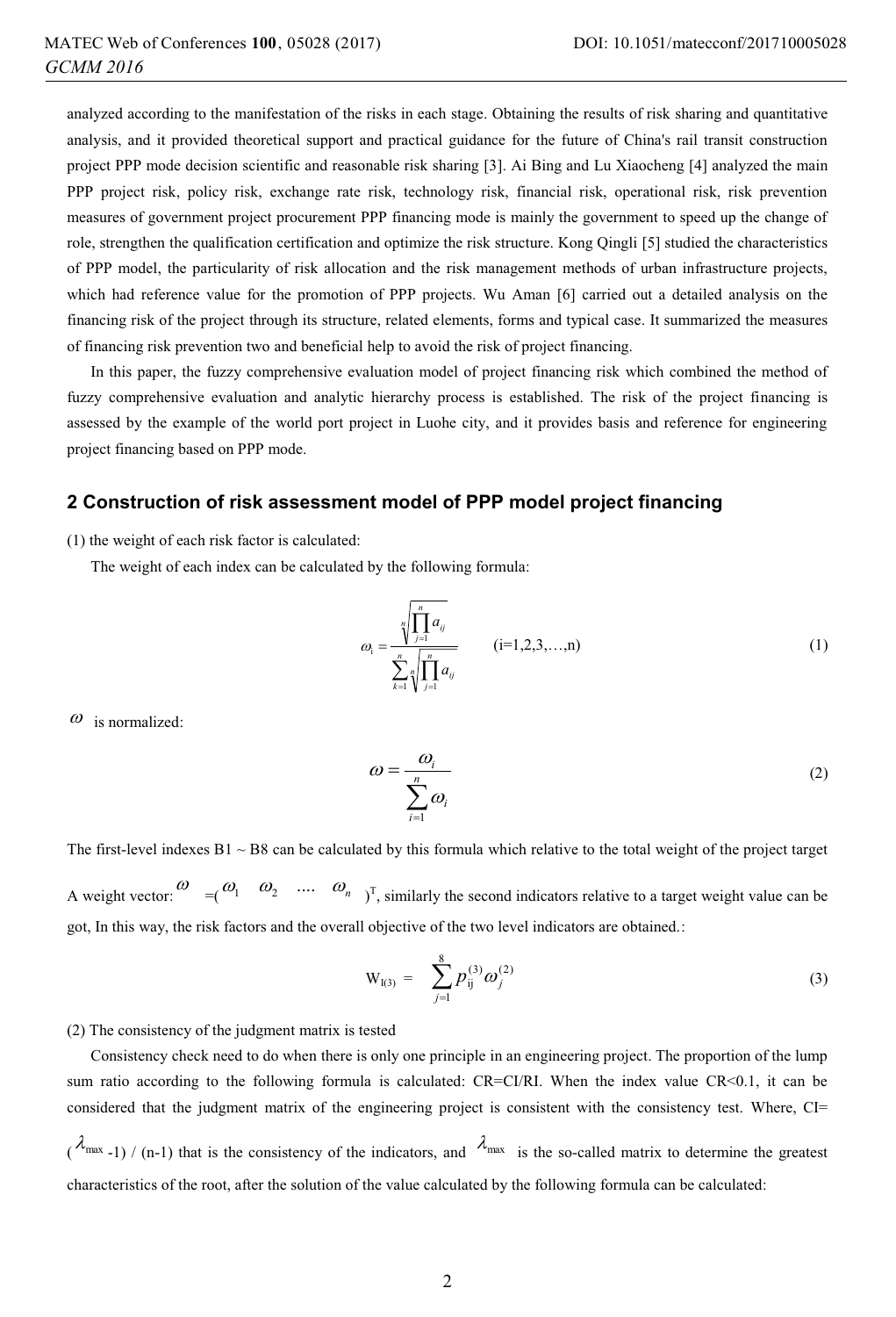analyzed according to the manifestation of the risks in each stage. Obtaining the results of risk sharing and quantitative analysis, and it provided theoretical support and practical guidance for the future of China's rail transit construction project PPP mode decision scientific and reasonable risk sharing [3]. Ai Bing and Lu Xiaocheng [4] analyzed the main PPP project risk, policy risk, exchange rate risk, technology risk, financial risk, operational risk, risk prevention measures of government project procurement PPP financing mode is mainly the government to speed up the change of role, strengthen the qualification certification and optimize the risk structure. Kong Qingli [5] studied the characteristics of PPP model, the particularity of risk allocation and the risk management methods of urban infrastructure projects, which had reference value for the promotion of PPP projects. Wu Aman [6] carried out a detailed analysis on the financing risk of the project through its structure, related elements, forms and typical case. It summarized the measures of financing risk prevention two and beneficial help to avoid the risk of project financing.

In this paper, the fuzzy comprehensive evaluation model of project financing risk which combined the method of fuzzy comprehensive evaluation and analytic hierarchy process is established. The risk of the project financing is assessed by the example of the world port project in Luohe city, and it provides basis and reference for engineering project financing based on PPP mode.

## 2 Construction of risk assessment model of PPP model project financing

(1) the weight of each risk factor is calculated:

The weight of each index can be calculated by the following formula:

$$\omega_i = \frac{\sqrt[n]{\prod_{j=1}^{n} a_{ij}}}{\sum_{k=1}^{n} \sqrt[n]{\prod_{j=1}^{n} a_{ij}}} \qquad (i=1,2,3,\ldots,n) \tag{1}$$

$\omega$ is normalized:

$$\omega = \frac{\omega_i}{\sum_{i=1}^{n} \omega_i} \tag{2}$$

The first-level indexes B1 ~ B8 can be calculated by this formula which relative to the total weight of the project target A weight vector: $\omega = (\omega_1 \quad \omega_2 \quad \ldots \quad \omega_n)^T$, similarly the second indicators relative to a target weight value can be got, In this way, the risk factors and the overall objective of the two level indicators are obtained.:

$$W_{I(3)} = \sum_{j=1}^{8} p_{ij}^{(3)} \omega_j^{(2)} \tag{3}$$

(2) The consistency of the judgment matrix is tested

Consistency check need to do when there is only one principle in an engineering project. The proportion of the lump sum ratio according to the following formula is calculated: CR=CI/RI. When the index value CR<0.1, it can be considered that the judgment matrix of the engineering project is consistent with the consistency test. Where, CI= $(\lambda_{max}-1)/(n-1)$ that is the consistency of the indicators, and $\lambda_{max}$ is the so-called matrix to determine the greatest characteristics of the root, after the solution of the value calculated by the following formula can be calculated: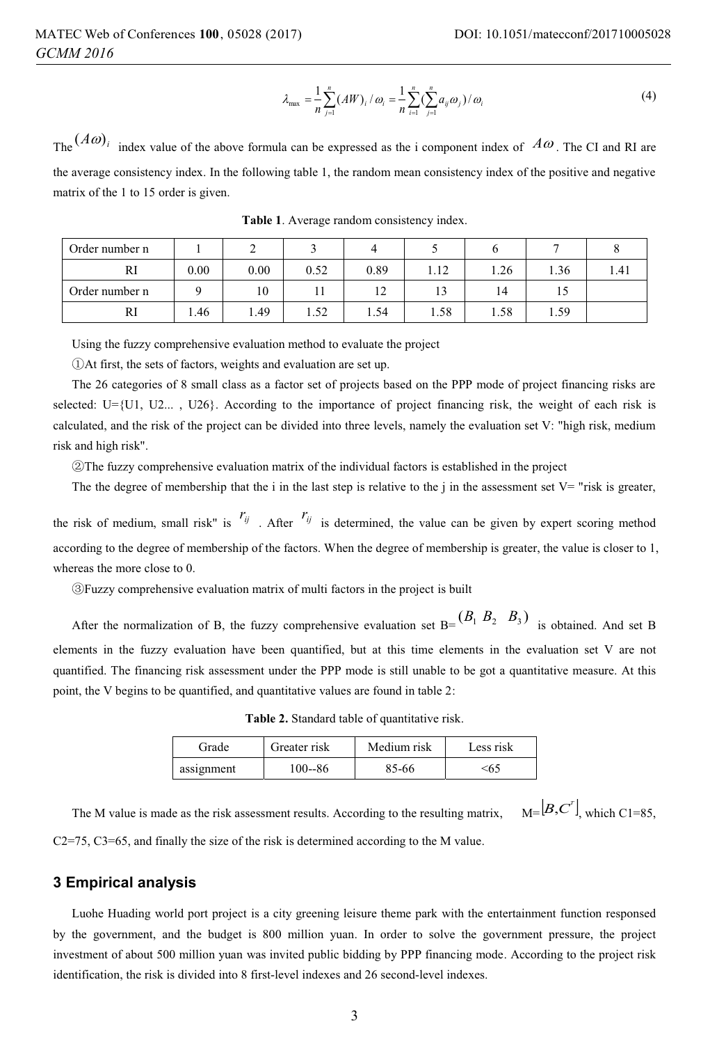$$\lambda_{\max} = \frac{1}{n}\sum_{j=1}^{n}(AW)_i / \omega_i = \frac{1}{n}\sum_{i=1}^{n}(\sum_{j=1}^{n} a_{ij}\omega_j)/\omega_i \tag{4}$$

The $(A\omega)_i$ index value of the above formula can be expressed as the i component index of $A\omega$. The CI and RI are the average consistency index. In the following table 1, the random mean consistency index of the positive and negative matrix of the 1 to 15 order is given.

**Table 1**. Average random consistency index.

| Order number n | 1 | 2 | 3 | 4 | 5 | 6 | 7 | 8 |
|---|---|---|---|---|---|---|---|---|
| RI | 0.00 | 0.00 | 0.52 | 0.89 | 1.12 | 1.26 | 1.36 | 1.41 |
| Order number n | 9 | 10 | 11 | 12 | 13 | 14 | 15 | |
| RI | 1.46 | 1.49 | 1.52 | 1.54 | 1.58 | 1.58 | 1.59 | |

Using the fuzzy comprehensive evaluation method to evaluate the project

①At first, the sets of factors, weights and evaluation are set up.

The 26 categories of 8 small class as a factor set of projects based on the PPP mode of project financing risks are selected: U={U1, U2... , U26}. According to the importance of project financing risk, the weight of each risk is calculated, and the risk of the project can be divided into three levels, namely the evaluation set V: "high risk, medium risk and high risk".

②The fuzzy comprehensive evaluation matrix of the individual factors is established in the project

The the degree of membership that the i in the last step is relative to the j in the assessment set V= "risk is greater, the risk of medium, small risk" is $r_{ij}$ . After $r_{ij}$ is determined, the value can be given by expert scoring method according to the degree of membership of the factors. When the degree of membership is greater, the value is closer to 1, whereas the more close to 0.

③Fuzzy comprehensive evaluation matrix of multi factors in the project is built

After the normalization of B, the fuzzy comprehensive evaluation set B= $(B_1\ B_2\ \ B_3)$ is obtained. And set B elements in the fuzzy evaluation have been quantified, but at this time elements in the evaluation set V are not quantified. The financing risk assessment under the PPP mode is still unable to be got a quantitative measure. At this point, the V begins to be quantified, and quantitative values are found in table 2:

**Table 2.** Standard table of quantitative risk.

| Grade | Greater risk | Medium risk | Less risk |
|---|---|---|---|
| assignment | 100--86 | 85-66 | <65 |

The M value is made as the risk assessment results. According to the resulting matrix, M=$\lfloor B,C^T \rfloor$, which C1=85, C2=75, C3=65, and finally the size of the risk is determined according to the M value.

## 3 Empirical analysis

Luohe Huading world port project is a city greening leisure theme park with the entertainment function responsed by the government, and the budget is 800 million yuan. In order to solve the government pressure, the project investment of about 500 million yuan was invited public bidding by PPP financing mode. According to the project risk identification, the risk is divided into 8 first-level indexes and 26 second-level indexes.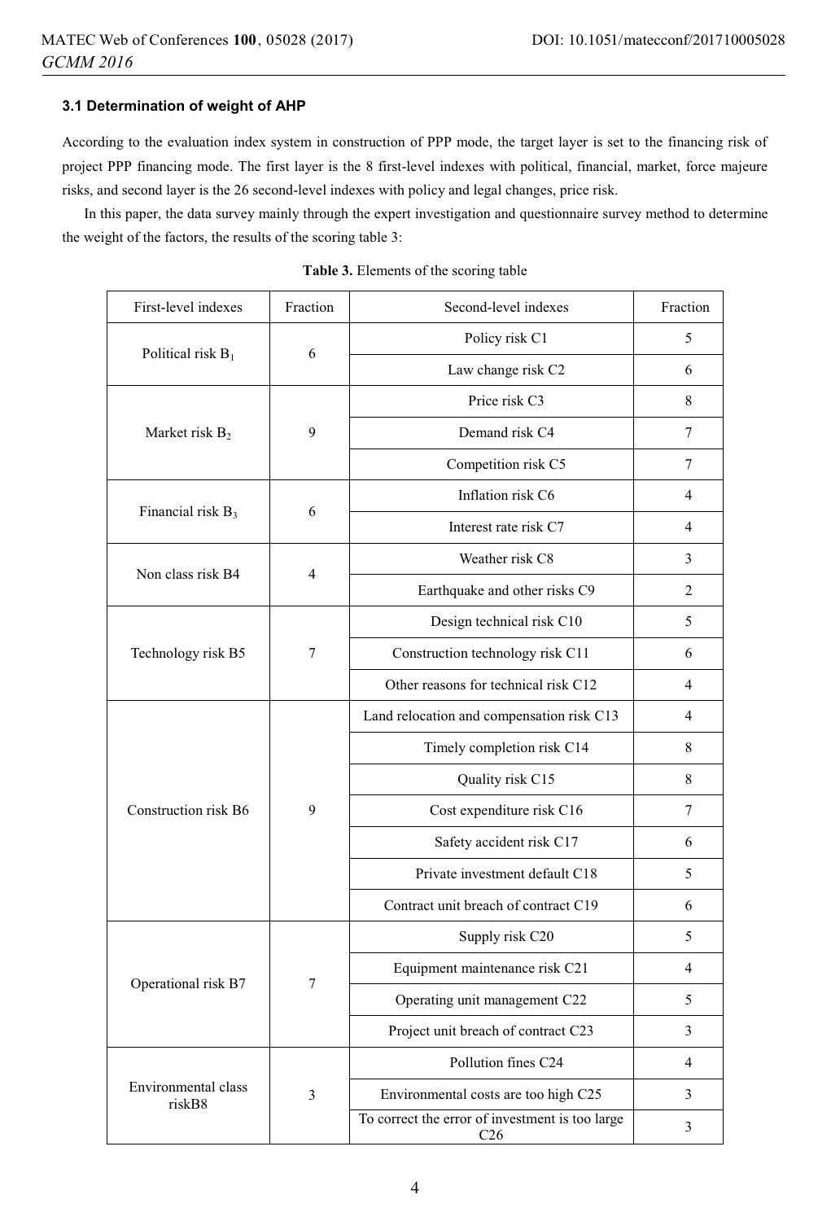### 3.1 Determination of weight of AHP

According to the evaluation index system in construction of PPP mode, the target layer is set to the financing risk of project PPP financing mode. The first layer is the 8 first-level indexes with political, financial, market, force majeure risks, and second layer is the 26 second-level indexes with policy and legal changes, price risk.

In this paper, the data survey mainly through the expert investigation and questionnaire survey method to determine the weight of the factors, the results of the scoring table 3:

**Table 3.** Elements of the scoring table

| First-level indexes | Fraction | Second-level indexes | Fraction |
|---|---|---|---|
| Political risk $B_1$ | 6 | Policy risk C1 | 5 |
| | | Law change risk C2 | 6 |
| Market risk $B_2$ | 9 | Price risk C3 | 8 |
| | | Demand risk C4 | 7 |
| | | Competition risk C5 | 7 |
| Financial risk $B_3$ | 6 | Inflation risk C6 | 4 |
| | | Interest rate risk C7 | 4 |
| Non class risk B4 | 4 | Weather risk C8 | 3 |
| | | Earthquake and other risks C9 | 2 |
| Technology risk B5 | 7 | Design technical risk C10 | 5 |
| | | Construction technology risk C11 | 6 |
| | | Other reasons for technical risk C12 | 4 |
| Construction risk B6 | 9 | Land relocation and compensation risk C13 | 4 |
| | | Timely completion risk C14 | 8 |
| | | Quality risk C15 | 8 |
| | | Cost expenditure risk C16 | 7 |
| | | Safety accident risk C17 | 6 |
| | | Private investment default C18 | 5 |
| | | Contract unit breach of contract C19 | 6 |
| Operational risk B7 | 7 | Supply risk C20 | 5 |
| | | Equipment maintenance risk C21 | 4 |
| | | Operating unit management C22 | 5 |
| | | Project unit breach of contract C23 | 3 |
| Environmental class riskB8 | 3 | Pollution fines C24 | 4 |
| | | Environmental costs are too high C25 | 3 |
| | | To correct the error of investment is too large C26 | 3 |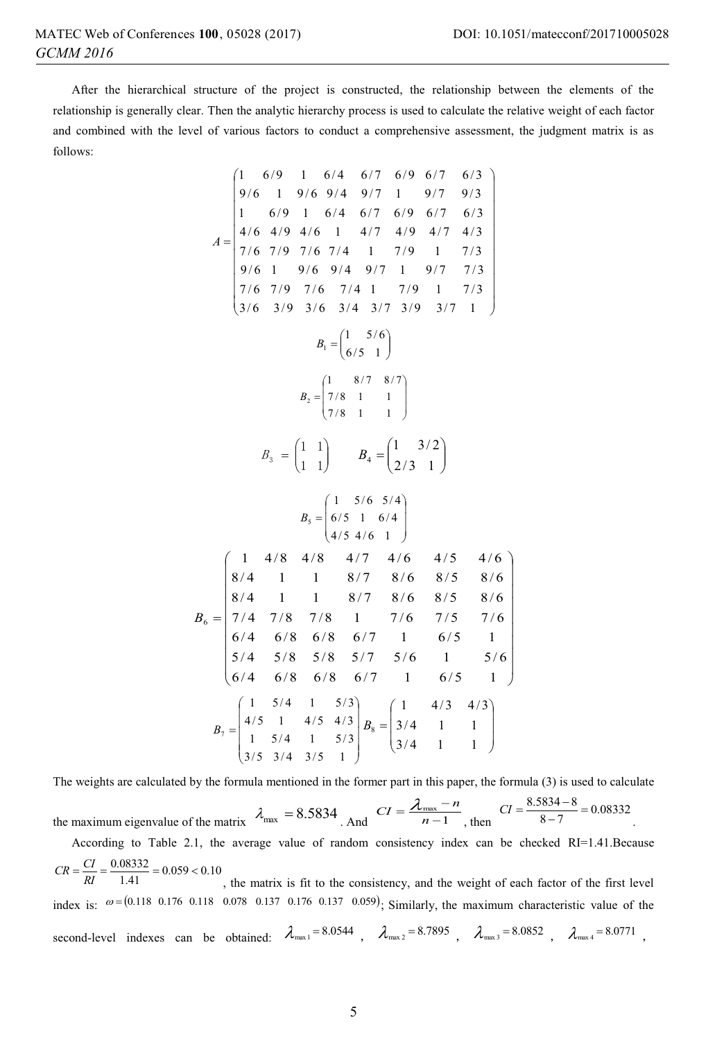After the hierarchical structure of the project is constructed, the relationship between the elements of the relationship is generally clear. Then the analytic hierarchy process is used to calculate the relative weight of each factor and combined with the level of various factors to conduct a comprehensive assessment, the judgment matrix is as follows:

$$A = \begin{pmatrix} 1 & 6/9 & 1 & 6/4 & 6/7 & 6/9 & 6/7 & 6/3 \\ 9/6 & 1 & 9/6 & 9/4 & 9/7 & 1 & 9/7 & 9/3 \\ 1 & 6/9 & 1 & 6/4 & 6/7 & 6/9 & 6/7 & 6/3 \\ 4/6 & 4/9 & 4/6 & 1 & 4/7 & 4/9 & 4/7 & 4/3 \\ 7/6 & 7/9 & 7/6 & 7/4 & 1 & 7/9 & 1 & 7/3 \\ 9/6 & 1 & 9/6 & 9/4 & 9/7 & 1 & 9/7 & 7/3 \\ 7/6 & 7/9 & 7/6 & 7/4 & 1 & 7/9 & 1 & 7/3 \\ 3/6 & 3/9 & 3/6 & 3/4 & 3/7 & 3/9 & 3/7 & 1 \end{pmatrix}$$

$$B_1 = \begin{pmatrix} 1 & 5/6 \\ 6/5 & 1 \end{pmatrix}$$

$$B_2 = \begin{pmatrix} 1 & 8/7 & 8/7 \\ 7/8 & 1 & 1 \\ 7/8 & 1 & 1 \end{pmatrix}$$

$$B_3 = \begin{pmatrix} 1 & 1 \\ 1 & 1 \end{pmatrix} \qquad B_4 = \begin{pmatrix} 1 & 3/2 \\ 2/3 & 1 \end{pmatrix}$$

$$B_5 = \begin{pmatrix} 1 & 5/6 & 5/4 \\ 6/5 & 1 & 6/4 \\ 4/5 & 4/6 & 1 \end{pmatrix}$$

$$B_6 = \begin{pmatrix} 1 & 4/8 & 4/8 & 4/7 & 4/6 & 4/5 & 4/6 \\ 8/4 & 1 & 1 & 8/7 & 8/6 & 8/5 & 8/6 \\ 8/4 & 1 & 1 & 8/7 & 8/6 & 8/5 & 8/6 \\ 7/4 & 7/8 & 7/8 & 1 & 7/6 & 7/5 & 7/6 \\ 6/4 & 6/8 & 6/8 & 6/7 & 1 & 6/5 & 1 \\ 5/4 & 5/8 & 5/8 & 5/7 & 5/6 & 1 & 5/6 \\ 6/4 & 6/8 & 6/8 & 6/7 & 1 & 6/5 & 1 \end{pmatrix}$$

$$B_7 = \begin{pmatrix} 1 & 5/4 & 1 & 5/3 \\ 4/5 & 1 & 4/5 & 4/3 \\ 1 & 5/4 & 1 & 5/3 \\ 3/5 & 3/4 & 3/5 & 1 \end{pmatrix} \quad B_8 = \begin{pmatrix} 1 & 4/3 & 4/3 \\ 3/4 & 1 & 1 \\ 3/4 & 1 & 1 \end{pmatrix}$$

The weights are calculated by the formula mentioned in the former part in this paper, the formula (3) is used to calculate the maximum eigenvalue of the matrix $\lambda_{\max} = 8.5834$. And $CI = \frac{\lambda_{\max} - n}{n-1}$, then $CI = \frac{8.5834 - 8}{8-7} = 0.08332$.

According to Table 2.1, the average value of random consistency index can be checked RI=1.41.Because $CR = \frac{CI}{RI} = \frac{0.08332}{1.41} = 0.059 < 0.10$, the matrix is fit to the consistency, and the weight of each factor of the first level index is: $\omega = (0.118 \;\; 0.176 \;\; 0.118 \;\; 0.078 \;\; 0.137 \;\; 0.176 \;\; 0.137 \;\; 0.059)$; Similarly, the maximum characteristic value of the second-level indexes can be obtained: $\lambda_{\max 1} = 8.0544$, $\lambda_{\max 2} = 8.7895$, $\lambda_{\max 3} = 8.0852$, $\lambda_{\max 4} = 8.0771$,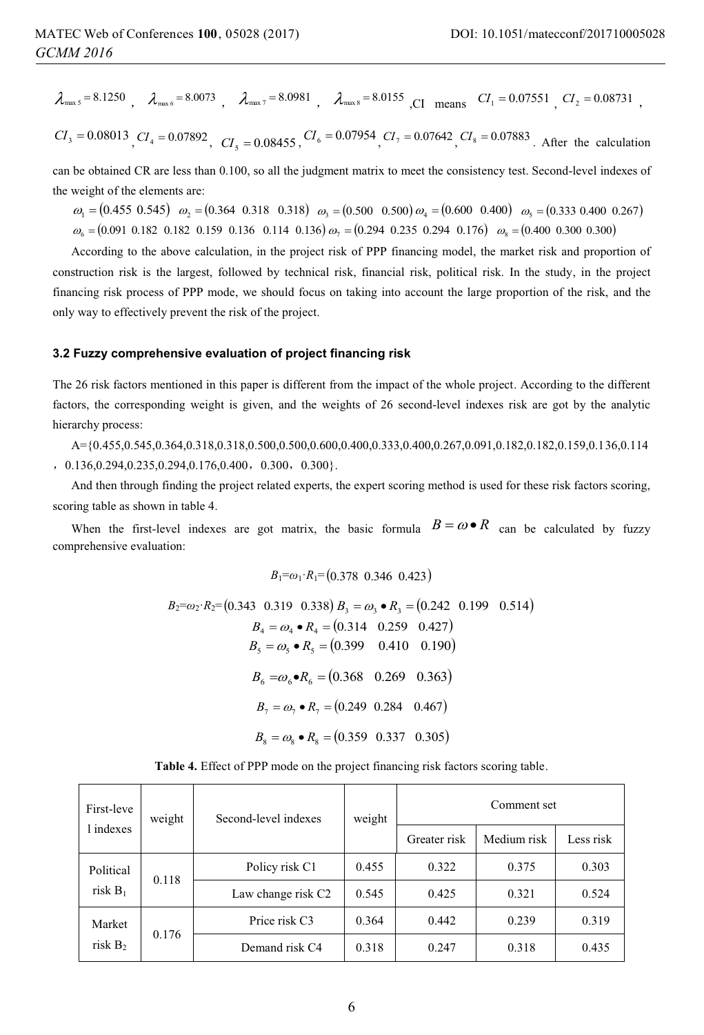$\lambda_{max5} = 8.1250$ , $\lambda_{max6} = 8.0073$ , $\lambda_{max7} = 8.0981$ , $\lambda_{max8} = 8.0155$ ,CI means $CI_1 = 0.07551$ , $CI_2 = 0.08731$ , $CI_3 = 0.08013$ , $CI_4 = 0.07892$ , $CI_5 = 0.08455$ , $CI_6 = 0.07954$ , $CI_7 = 0.07642$ , $CI_8 = 0.07883$ . After the calculation can be obtained CR are less than 0.100, so all the judgment matrix to meet the consistency test. Second-level indexes of the weight of the elements are:

$\omega_1 = (0.455\ 0.545)$ $\omega_2 = (0.364\ \ 0.318\ \ 0.318)$ $\omega_3 = (0.500\ \ 0.500)$ $\omega_4 = (0.600\ \ 0.400)$ $\omega_5 = (0.333\ 0.400\ \ 0.267)$ $\omega_6 = (0.091\ 0.182\ \ 0.182\ \ 0.159\ \ 0.136\ \ 0.114\ \ 0.136)$ $\omega_7 = (0.294\ \ 0.235\ \ 0.294\ \ 0.176)$ $\omega_8 = (0.400\ \ 0.300\ \ 0.300)$

According to the above calculation, in the project risk of PPP financing model, the market risk and proportion of construction risk is the largest, followed by technical risk, financial risk, political risk. In the study, in the project financing risk process of PPP mode, we should focus on taking into account the large proportion of the risk, and the only way to effectively prevent the risk of the project.

### 3.2 Fuzzy comprehensive evaluation of project financing risk

The 26 risk factors mentioned in this paper is different from the impact of the whole project. According to the different factors, the corresponding weight is given, and the weights of 26 second-level indexes risk are got by the analytic hierarchy process:

A={0.455,0.545,0.364,0.318,0.318,0.500,0.500,0.600,0.400,0.333,0.400,0.267,0.091,0.182,0.182,0.159,0.136,0.114，0.136,0.294,0.235,0.294,0.176,0.400，0.300，0.300}.

And then through finding the project related experts, the expert scoring method is used for these risk factors scoring, scoring table as shown in table 4.

When the first-level indexes are got matrix, the basic formula $B = \omega \bullet R$ can be calculated by fuzzy comprehensive evaluation:

$$B_1 = \omega_1 \cdot R_1 = (0.378\ \ 0.346\ \ 0.423)$$

$$B_2 = \omega_2 \cdot R_2 = (0.343\ \ \ 0.319\ \ \ 0.338)\ B_3 = \omega_3 \bullet R_3 = (0.242\ \ \ 0.199\ \ \ 0.514)$$

$$B_4 = \omega_4 \bullet R_4 = (0.314\ \ \ 0.259\ \ \ 0.427)$$

$$B_5 = \omega_5 \bullet R_5 = (0.399\ \ \ \ 0.410\ \ \ 0.190)$$

$$B_6 = \omega_6 \bullet R_6 = (0.368\ \ \ 0.269\ \ \ 0.363)$$

$$B_7 = \omega_7 \bullet R_7 = (0.249\ \ 0.284\ \ \ 0.467)$$

$$B_8 = \omega_8 \bullet R_8 = (0.359\ \ \ 0.337\ \ \ 0.305)$$

**Table 4.** Effect of PPP mode on the project financing risk factors scoring table.

| First-level indexes | weight | Second-level indexes | weight | Comment set | | |
|---|---|---|---|---|---|---|
| | | | | Greater risk | Medium risk | Less risk |
| Political risk $B_1$ | 0.118 | Policy risk C1 | 0.455 | 0.322 | 0.375 | 0.303 |
| | | Law change risk C2 | 0.545 | 0.425 | 0.321 | 0.524 |
| Market risk $B_2$ | 0.176 | Price risk C3 | 0.364 | 0.442 | 0.239 | 0.319 |
| | | Demand risk C4 | 0.318 | 0.247 | 0.318 | 0.435 |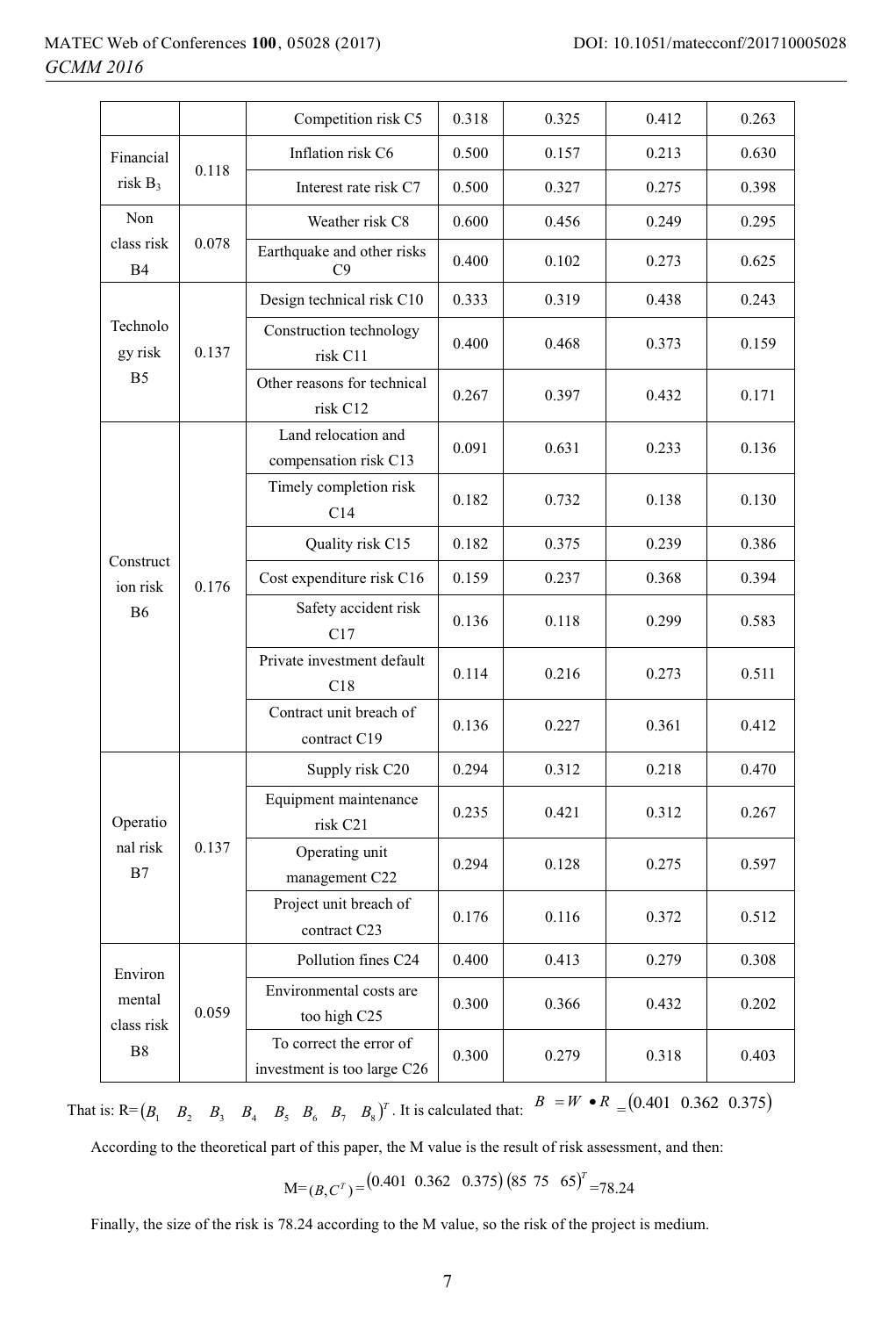| | | | | | | |
|---|---|---|---|---|---|---|
| | | Competition risk C5 | 0.318 | 0.325 | 0.412 | 0.263 |
| Financial risk $B_3$ | 0.118 | Inflation risk C6 | 0.500 | 0.157 | 0.213 | 0.630 |
| | | Interest rate risk C7 | 0.500 | 0.327 | 0.275 | 0.398 |
| Non class risk B4 | 0.078 | Weather risk C8 | 0.600 | 0.456 | 0.249 | 0.295 |
| | | Earthquake and other risks C9 | 0.400 | 0.102 | 0.273 | 0.625 |
| Technology risk B5 | 0.137 | Design technical risk C10 | 0.333 | 0.319 | 0.438 | 0.243 |
| | | Construction technology risk C11 | 0.400 | 0.468 | 0.373 | 0.159 |
| | | Other reasons for technical risk C12 | 0.267 | 0.397 | 0.432 | 0.171 |
| Construction risk B6 | 0.176 | Land relocation and compensation risk C13 | 0.091 | 0.631 | 0.233 | 0.136 |
| | | Timely completion risk C14 | 0.182 | 0.732 | 0.138 | 0.130 |
| | | Quality risk C15 | 0.182 | 0.375 | 0.239 | 0.386 |
| | | Cost expenditure risk C16 | 0.159 | 0.237 | 0.368 | 0.394 |
| | | Safety accident risk C17 | 0.136 | 0.118 | 0.299 | 0.583 |
| | | Private investment default C18 | 0.114 | 0.216 | 0.273 | 0.511 |
| | | Contract unit breach of contract C19 | 0.136 | 0.227 | 0.361 | 0.412 |
| Operational risk B7 | 0.137 | Supply risk C20 | 0.294 | 0.312 | 0.218 | 0.470 |
| | | Equipment maintenance risk C21 | 0.235 | 0.421 | 0.312 | 0.267 |
| | | Operating unit management C22 | 0.294 | 0.128 | 0.275 | 0.597 |
| | | Project unit breach of contract C23 | 0.176 | 0.116 | 0.372 | 0.512 |
| Environmental class risk B8 | 0.059 | Pollution fines C24 | 0.400 | 0.413 | 0.279 | 0.308 |
| | | Environmental costs are too high C25 | 0.300 | 0.366 | 0.432 | 0.202 |
| | | To correct the error of investment is too large C26 | 0.300 | 0.279 | 0.318 | 0.403 |

That is: R=$(B_1 \quad B_2 \quad B_3 \quad B_4 \quad B_5 \quad B_6 \quad B_7 \quad B_8)^T$. It is calculated that: $B = W \bullet R = (0.401 \;\; 0.362 \;\; 0.375)$

According to the theoretical part of this paper, the M value is the result of risk assessment, and then:

$$M = (B, C^T) = (0.401 \;\; 0.362 \;\; 0.375)(85 \;\; 75 \;\; 65)^T = 78.24$$

Finally, the size of the risk is 78.24 according to the M value, so the risk of the project is medium.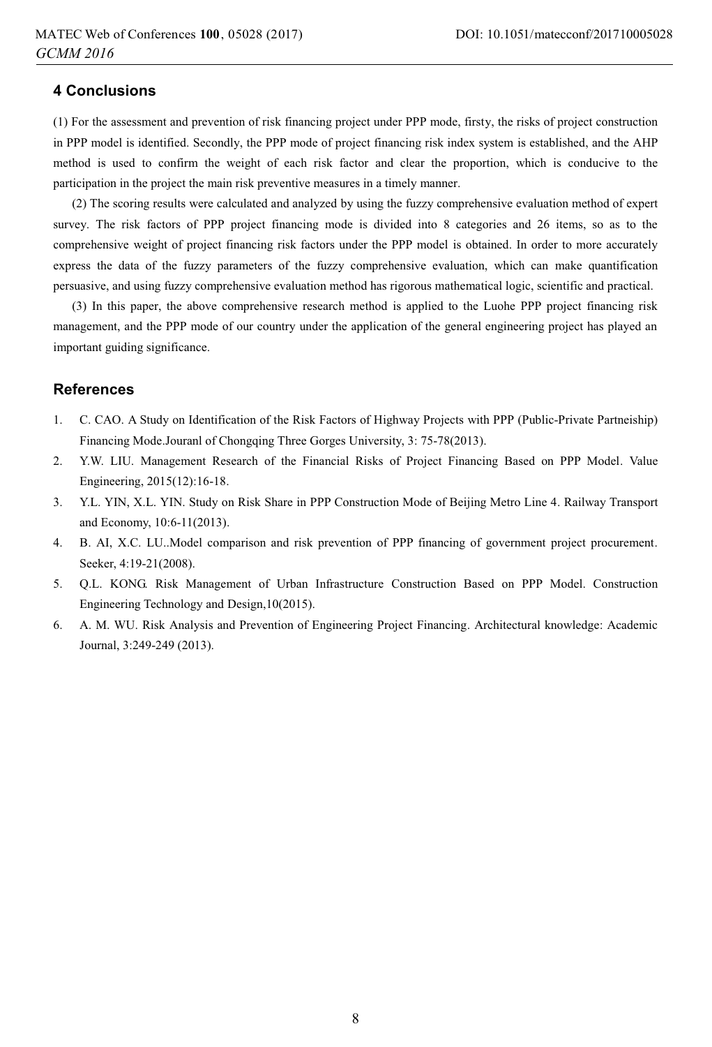## 4 Conclusions

(1) For the assessment and prevention of risk financing project under PPP mode, firsty, the risks of project construction in PPP model is identified. Secondly, the PPP mode of project financing risk index system is established, and the AHP method is used to confirm the weight of each risk factor and clear the proportion, which is conducive to the participation in the project the main risk preventive measures in a timely manner.

(2) The scoring results were calculated and analyzed by using the fuzzy comprehensive evaluation method of expert survey. The risk factors of PPP project financing mode is divided into 8 categories and 26 items, so as to the comprehensive weight of project financing risk factors under the PPP model is obtained. In order to more accurately express the data of the fuzzy parameters of the fuzzy comprehensive evaluation, which can make quantification persuasive, and using fuzzy comprehensive evaluation method has rigorous mathematical logic, scientific and practical.

(3) In this paper, the above comprehensive research method is applied to the Luohe PPP project financing risk management, and the PPP mode of our country under the application of the general engineering project has played an important guiding significance.

## References

1. C. CAO. A Study on Identification of the Risk Factors of Highway Projects with PPP (Public-Private Partneiship) Financing Mode.Jouranl of Chongqing Three Gorges University, 3: 75-78(2013).
2. Y.W. LIU. Management Research of the Financial Risks of Project Financing Based on PPP Model. Value Engineering, 2015(12):16-18.
3. Y.L. YIN, X.L. YIN. Study on Risk Share in PPP Construction Mode of Beijing Metro Line 4. Railway Transport and Economy, 10:6-11(2013).
4. B. AI, X.C. LU..Model comparison and risk prevention of PPP financing of government project procurement. Seeker, 4:19-21(2008).
5. Q.L. KONG. Risk Management of Urban Infrastructure Construction Based on PPP Model. Construction Engineering Technology and Design,10(2015).
6. A. M. WU. Risk Analysis and Prevention of Engineering Project Financing. Architectural knowledge: Academic Journal, 3:249-249 (2013).